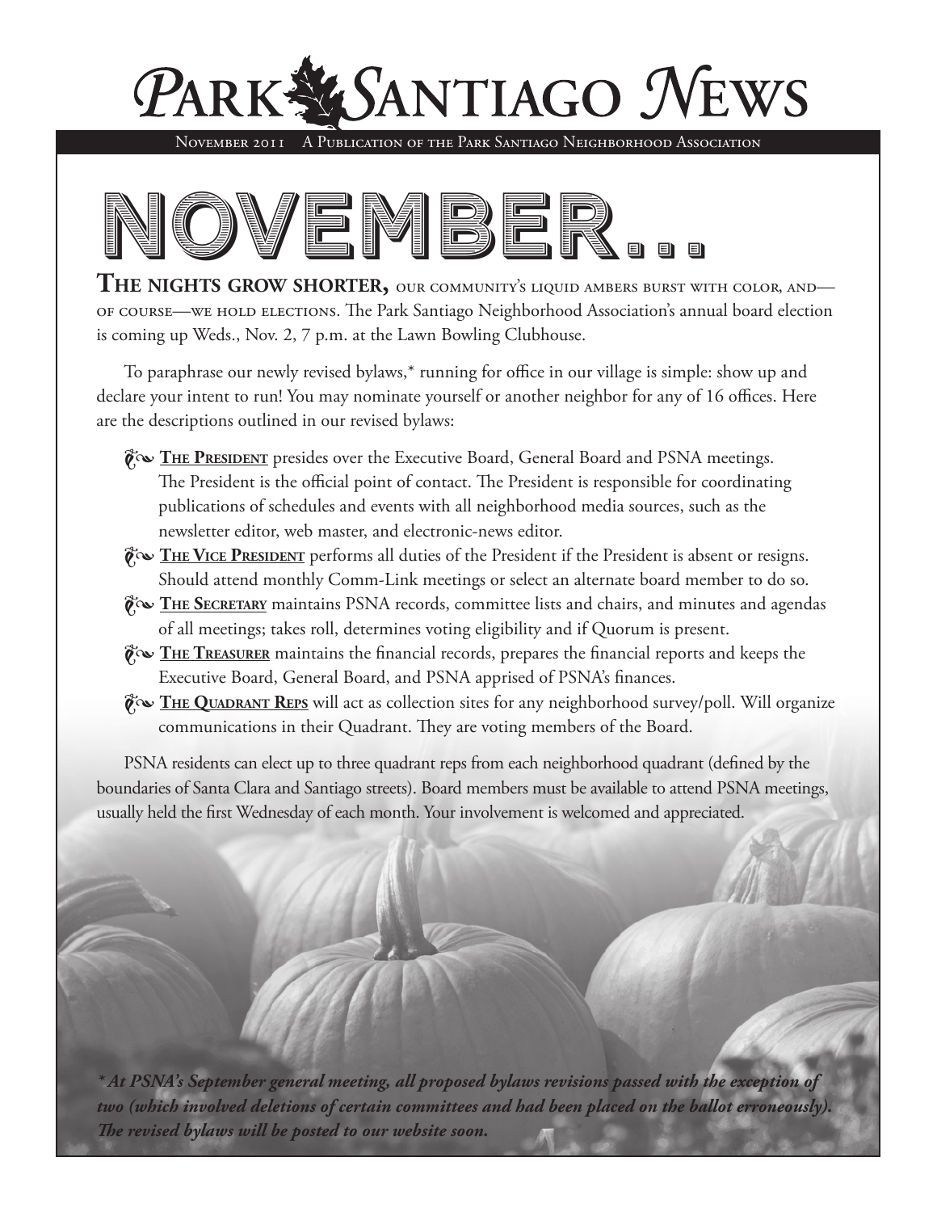# Park Santiago News

November 2011 A Publication of the Park Santiago Neighborhood Association

## NOVEMBER...

**The nights grow shorter,** our community's liquid ambers burst with color, and—of course—we hold elections. The Park Santiago Neighborhood Association's annual board election is coming up Weds., Nov. 2, 7 p.m. at the Lawn Bowling Clubhouse.

To paraphrase our newly revised bylaws,* running for office in our village is simple: show up and declare your intent to run! You may nominate yourself or another neighbor for any of 16 offices. Here are the descriptions outlined in our revised bylaws:

- **The President** presides over the Executive Board, General Board and PSNA meetings. The President is the official point of contact. The President is responsible for coordinating publications of schedules and events with all neighborhood media sources, such as the newsletter editor, web master, and electronic-news editor.
- **The Vice President** performs all duties of the President if the President is absent or resigns. Should attend monthly Comm-Link meetings or select an alternate board member to do so.
- **The Secretary** maintains PSNA records, committee lists and chairs, and minutes and agendas of all meetings; takes roll, determines voting eligibility and if Quorum is present.
- **The Treasurer** maintains the financial records, prepares the financial reports and keeps the Executive Board, General Board, and PSNA apprised of PSNA's finances.
- **The Quadrant Reps** will act as collection sites for any neighborhood survey/poll. Will organize communications in their Quadrant. They are voting members of the Board.

PSNA residents can elect up to three quadrant reps from each neighborhood quadrant (defined by the boundaries of Santa Clara and Santiago streets). Board members must be available to attend PSNA meetings, usually held the first Wednesday of each month. Your involvement is welcomed and appreciated.

****At PSNA's September general meeting, all proposed bylaws revisions passed with the exception of two (which involved deletions of certain committees and had been placed on the ballot erroneously). The revised bylaws will be posted to our website soon.***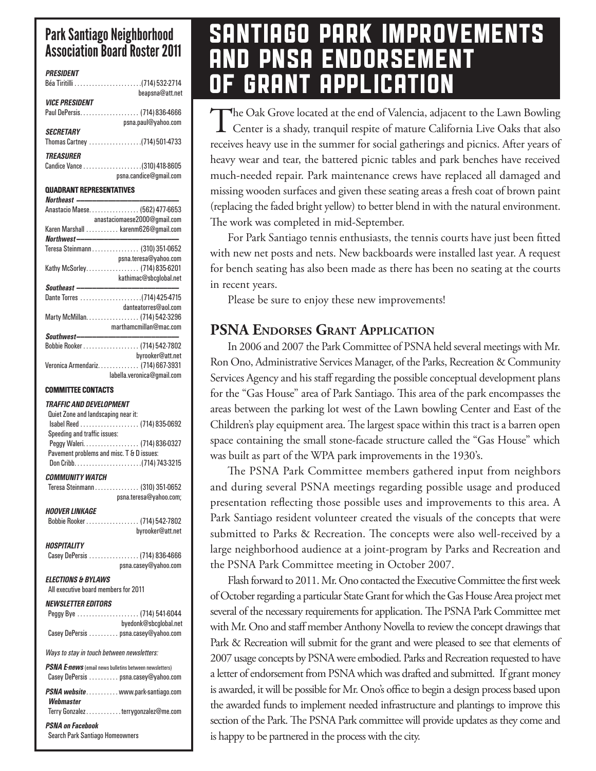# Santiago Park Improvements and PSNA Endorsement of Grant Application

The Oak Grove located at the end of Valencia, adjacent to the Lawn Bowling Center is a shady, tranquil respite of mature California Live Oaks that also receives heavy use in the summer for social gatherings and picnics. After years of heavy wear and tear, the battered picnic tables and park benches have received much-needed repair. Park maintenance crews have replaced all damaged and missing wooden surfaces and given these seating areas a fresh coat of brown paint (replacing the faded bright yellow) to better blend in with the natural environment. The work was completed in mid-September.

For Park Santiago tennis enthusiasts, the tennis courts have just been fitted with new net posts and nets. New backboards were installed last year. A request for bench seating has also been made as there has been no seating at the courts in recent years.

Please be sure to enjoy these new improvements!

## PSNA Endorses Grant Application

In 2006 and 2007 the Park Committee of PSNA held several meetings with Mr. Ron Ono, Administrative Services Manager, of the Parks, Recreation & Community Services Agency and his staff regarding the possible conceptual development plans for the "Gas House" area of Park Santiago. This area of the park encompasses the areas between the parking lot west of the Lawn bowling Center and East of the Children's play equipment area. The largest space within this tract is a barren open space containing the small stone-facade structure called the "Gas House" which was built as part of the WPA park improvements in the 1930's.

The PSNA Park Committee members gathered input from neighbors and during several PSNA meetings regarding possible usage and produced presentation reflecting those possible uses and improvements to this area. A Park Santiago resident volunteer created the visuals of the concepts that were submitted to Parks & Recreation. The concepts were also well-received by a large neighborhood audience at a joint-program by Parks and Recreation and the PSNA Park Committee meeting in October 2007.

Flash forward to 2011. Mr. Ono contacted the Executive Committee the first week of October regarding a particular State Grant for which the Gas House Area project met several of the necessary requirements for application. The PSNA Park Committee met with Mr. Ono and staff member Anthony Novella to review the concept drawings that Park & Recreation will submit for the grant and were pleased to see that elements of 2007 usage concepts by PSNA were embodied. Parks and Recreation requested to have a letter of endorsement from PSNA which was drafted and submitted. If grant money is awarded, it will be possible for Mr. Ono's office to begin a design process based upon the awarded funds to implement needed infrastructure and plantings to improve this section of the Park. The PSNA Park committee will provide updates as they come and is happy to be partnered in the process with the city.

---

## Park Santiago Neighborhood Association Board Roster 2011

**PRESIDENT**
Béa Tiritilli . . . . . (714) 532-2714
beapsna@att.net

**VICE PRESIDENT**
Paul DePersis. . . . . (714) 836-4666
psna.paul@yahoo.com

**SECRETARY**
Thomas Cartney . . . . . (714) 501-4733

**TREASURER**
Candice Vance . . . . . (310) 418-8605
psna.candice@gmail.com

### QUADRANT REPRESENTATIVES

**Northeast**
Anastacio Maese. . . . . (562) 477-6653
anastaciomaese2000@gmail.com
Karen Marshall . . . . . karenm626@gmail.com

**Northwest**
Teresa Steinmann . . . . . (310) 351-0652
psna.teresa@yahoo.com
Kathy McSorley. . . . . (714) 835-6201
kathimac@sbcglobal.net

**Southeast**
Dante Torres . . . . . (714) 425-4715
danteatorres@aol.com
Marty McMillan. . . . . (714) 542-3296
marthamcmillan@mac.com

**Southwest**
Bobbie Rooker . . . . . (714) 542-7802
byrooker@att.net
Veronica Armendariz. . . . . (714) 667-3931
labella.veronica@gmail.com

### COMMITTEE CONTACTS

**TRAFFIC AND DEVELOPMENT**
Quiet Zone and landscaping near it:
Isabel Reed . . . . . (714) 835-0692
Speeding and traffic issues:
Peggy Waleri. . . . . (714) 836-0327
Pavement problems and misc. T & D issues:
Don Cribb. . . . . (714) 743-3215

**COMMUNITY WATCH**
Teresa Steinmann . . . . . (310) 351-0652
psna.teresa@yahoo.com;

**HOOVER LINKAGE**
Bobbie Rooker . . . . . (714) 542-7802
byrooker@att.net

**HOSPITALITY**
Casey DePersis . . . . . (714) 836-4666
psna.casey@yahoo.com

**ELECTIONS & BYLAWS**
All executive board members for 2011

**NEWSLETTER EDITORS**
Peggy Bye . . . . . (714) 541-6044
byedonk@sbcglobal.net
Casey DePersis . . . . . psna.casey@yahoo.com

*Ways to stay in touch between newsletters:*

**PSNA E-news** (email news bulletins between newsletters)
Casey DePersis . . . . . psna.casey@yahoo.com

**PSNA website**. . . . . www.park-santiago.com
**Webmaster**
Terry Gonzalez . . . . . terrygonzalez@me.com

**PSNA on Facebook**
Search Park Santiago Homeowners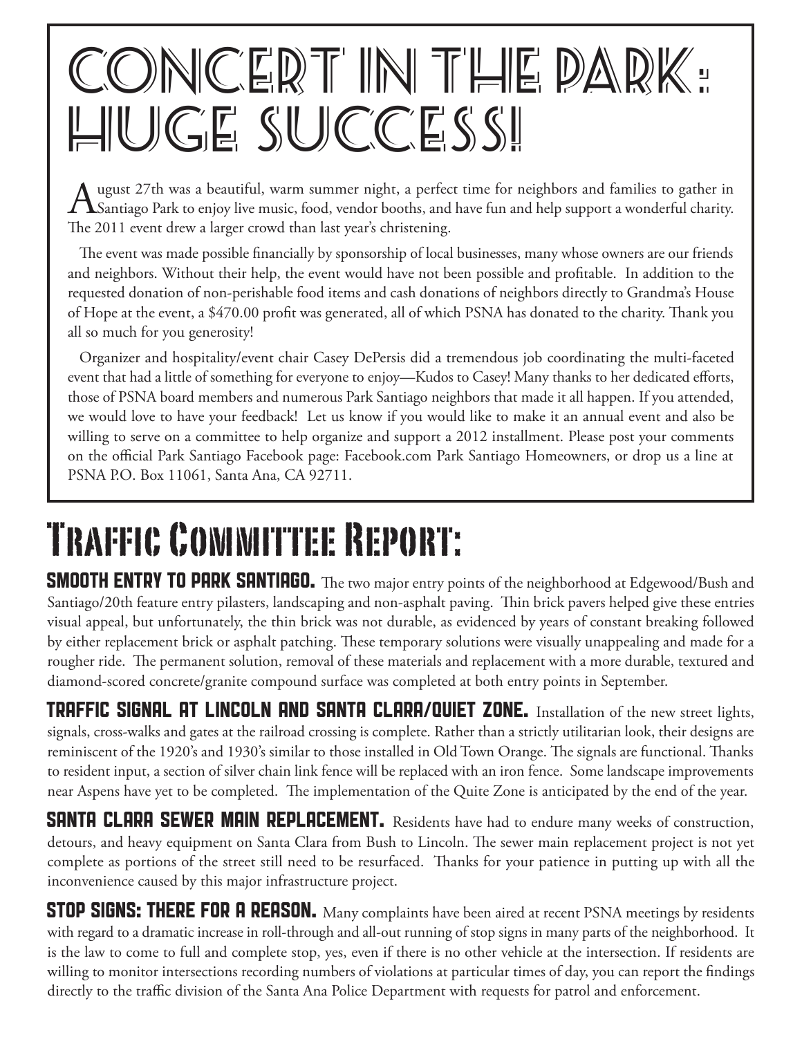# Concert in the Park: Huge Success!

August 27th was a beautiful, warm summer night, a perfect time for neighbors and families to gather in Santiago Park to enjoy live music, food, vendor booths, and have fun and help support a wonderful charity. The 2011 event drew a larger crowd than last year's christening.

The event was made possible financially by sponsorship of local businesses, many whose owners are our friends and neighbors. Without their help, the event would have not been possible and profitable. In addition to the requested donation of non-perishable food items and cash donations of neighbors directly to Grandma's House of Hope at the event, a $470.00 profit was generated, all of which PSNA has donated to the charity. Thank you all so much for you generosity!

Organizer and hospitality/event chair Casey DePersis did a tremendous job coordinating the multi-faceted event that had a little of something for everyone to enjoy—Kudos to Casey! Many thanks to her dedicated efforts, those of PSNA board members and numerous Park Santiago neighbors that made it all happen. If you attended, we would love to have your feedback! Let us know if you would like to make it an annual event and also be willing to serve on a committee to help organize and support a 2012 installment. Please post your comments on the official Park Santiago Facebook page: Facebook.com Park Santiago Homeowners, or drop us a line at PSNA P.O. Box 11061, Santa Ana, CA 92711.

# Traffic Committee Report:

**SMOOTH ENTRY TO PARK SANTIAGO.** The two major entry points of the neighborhood at Edgewood/Bush and Santiago/20th feature entry pilasters, landscaping and non-asphalt paving. Thin brick pavers helped give these entries visual appeal, but unfortunately, the thin brick was not durable, as evidenced by years of constant breaking followed by either replacement brick or asphalt patching. These temporary solutions were visually unappealing and made for a rougher ride. The permanent solution, removal of these materials and replacement with a more durable, textured and diamond-scored concrete/granite compound surface was completed at both entry points in September.

**TRAFFIC SIGNAL AT LINCOLN AND SANTA CLARA/QUIET ZONE.** Installation of the new street lights, signals, cross-walks and gates at the railroad crossing is complete. Rather than a strictly utilitarian look, their designs are reminiscent of the 1920's and 1930's similar to those installed in Old Town Orange. The signals are functional. Thanks to resident input, a section of silver chain link fence will be replaced with an iron fence. Some landscape improvements near Aspens have yet to be completed. The implementation of the Quite Zone is anticipated by the end of the year.

**SANTA CLARA SEWER MAIN REPLACEMENT.** Residents have had to endure many weeks of construction, detours, and heavy equipment on Santa Clara from Bush to Lincoln. The sewer main replacement project is not yet complete as portions of the street still need to be resurfaced. Thanks for your patience in putting up with all the inconvenience caused by this major infrastructure project.

**STOP SIGNS: THERE FOR A REASON.** Many complaints have been aired at recent PSNA meetings by residents with regard to a dramatic increase in roll-through and all-out running of stop signs in many parts of the neighborhood. It is the law to come to full and complete stop, yes, even if there is no other vehicle at the intersection. If residents are willing to monitor intersections recording numbers of violations at particular times of day, you can report the findings directly to the traffic division of the Santa Ana Police Department with requests for patrol and enforcement.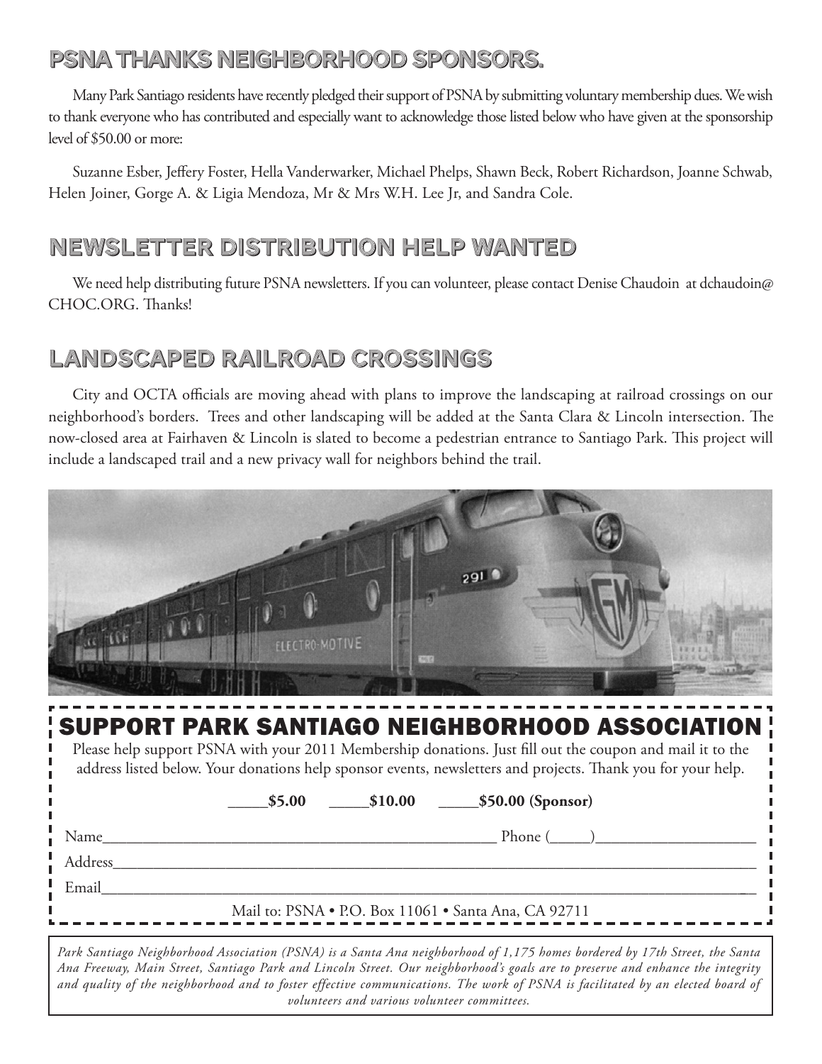## PSNA THANKS NEIGHBORHOOD SPONSORS.

Many Park Santiago residents have recently pledged their support of PSNA by submitting voluntary membership dues. We wish to thank everyone who has contributed and especially want to acknowledge those listed below who have given at the sponsorship level of $50.00 or more:

Suzanne Esber, Jeffery Foster, Hella Vanderwarker, Michael Phelps, Shawn Beck, Robert Richardson, Joanne Schwab, Helen Joiner, Gorge A. & Ligia Mendoza, Mr & Mrs W.H. Lee Jr, and Sandra Cole.

## NEWSLETTER DISTRIBUTION HELP WANTED

We need help distributing future PSNA newsletters. If you can volunteer, please contact Denise Chaudoin at dchaudoin@CHOC.ORG. Thanks!

## LANDSCAPED RAILROAD CROSSINGS

City and OCTA officials are moving ahead with plans to improve the landscaping at railroad crossings on our neighborhood's borders. Trees and other landscaping will be added at the Santa Clara & Lincoln intersection. The now-closed area at Fairhaven & Lincoln is slated to become a pedestrian entrance to Santiago Park. This project will include a landscaped trail and a new privacy wall for neighbors behind the trail.

## SUPPORT PARK SANTIAGO NEIGHBORHOOD ASSOCIATION

Please help support PSNA with your 2011 Membership donations. Just fill out the coupon and mail it to the address listed below. Your donations help sponsor events, newsletters and projects. Thank you for your help.

**_____$5.00 _____$10.00 _____$50.00 (Sponsor)**

Name_______________________________ Phone (_____)___________________

Address___________________________________________________________

Email_____________________________________________________________

Mail to: PSNA • P.O. Box 11061 • Santa Ana, CA 92711

*Park Santiago Neighborhood Association (PSNA) is a Santa Ana neighborhood of 1,175 homes bordered by 17th Street, the Santa Ana Freeway, Main Street, Santiago Park and Lincoln Street. Our neighborhood's goals are to preserve and enhance the integrity and quality of the neighborhood and to foster effective communications. The work of PSNA is facilitated by an elected board of volunteers and various volunteer committees.*